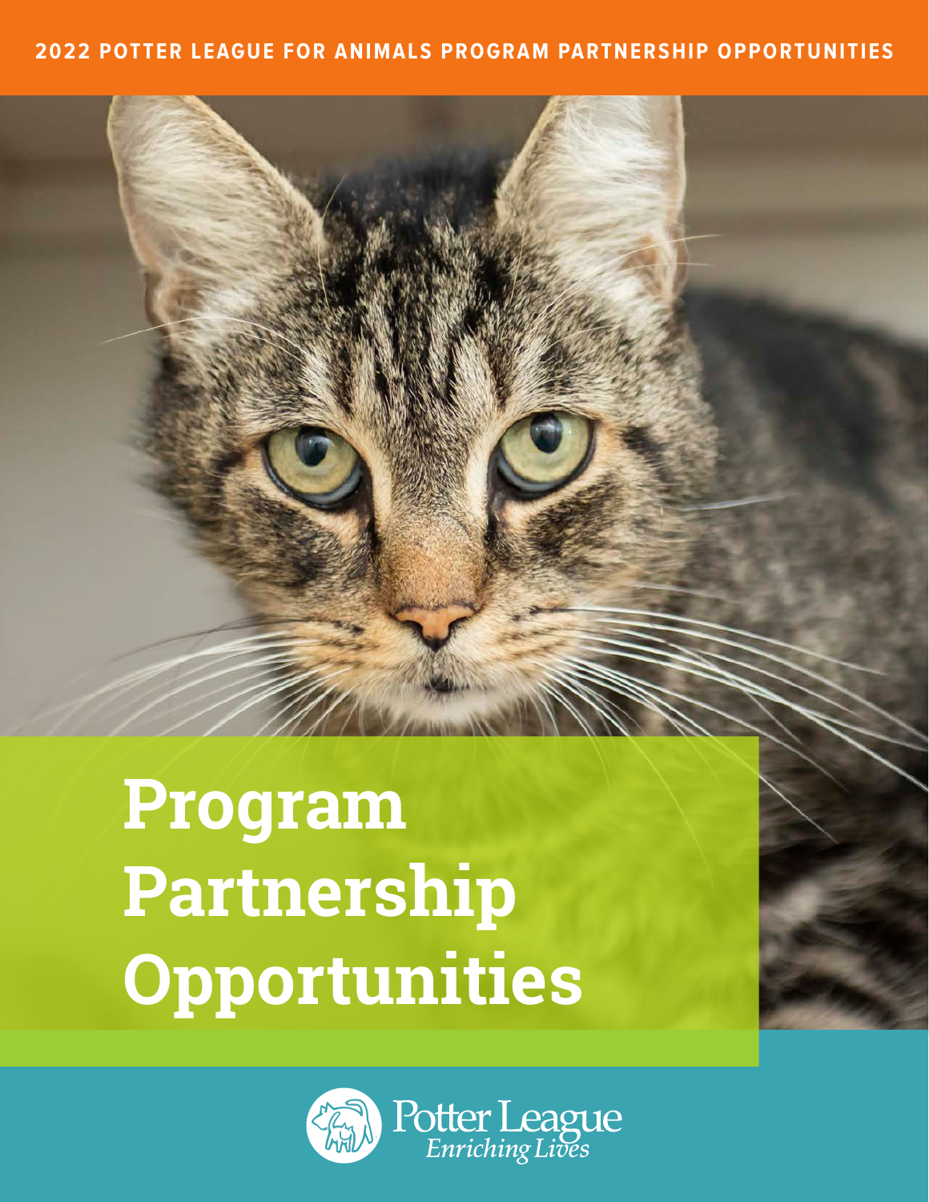2022 POTTER LEAGUE FOR ANIMALS PROGRAM PARTNERSHIP OPPORTUNITIES

# Program Partnership Opportunities

Potter League
*Enriching Lives*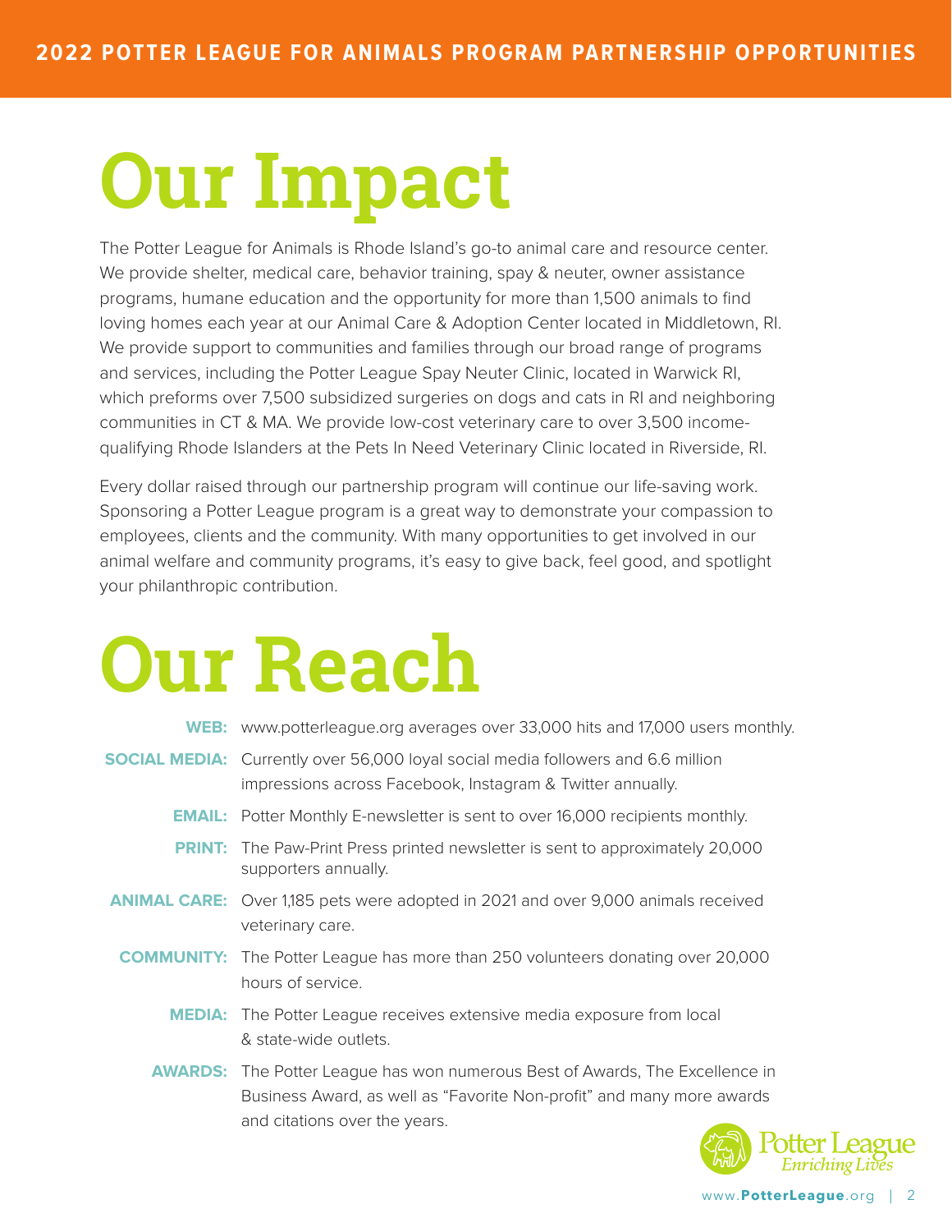# Our Impact

The Potter League for Animals is Rhode Island's go-to animal care and resource center. We provide shelter, medical care, behavior training, spay & neuter, owner assistance programs, humane education and the opportunity for more than 1,500 animals to find loving homes each year at our Animal Care & Adoption Center located in Middletown, RI. We provide support to communities and families through our broad range of programs and services, including the Potter League Spay Neuter Clinic, located in Warwick RI, which preforms over 7,500 subsidized surgeries on dogs and cats in RI and neighboring communities in CT & MA. We provide low-cost veterinary care to over 3,500 income-qualifying Rhode Islanders at the Pets In Need Veterinary Clinic located in Riverside, RI.

Every dollar raised through our partnership program will continue our life-saving work. Sponsoring a Potter League program is a great way to demonstrate your compassion to employees, clients and the community. With many opportunities to get involved in our animal welfare and community programs, it's easy to give back, feel good, and spotlight your philanthropic contribution.

# Our Reach

**WEB:** www.potterleague.org averages over 33,000 hits and 17,000 users monthly.

**SOCIAL MEDIA:** Currently over 56,000 loyal social media followers and 6.6 million impressions across Facebook, Instagram & Twitter annually.

**EMAIL:** Potter Monthly E-newsletter is sent to over 16,000 recipients monthly.

**PRINT:** The Paw-Print Press printed newsletter is sent to approximately 20,000 supporters annually.

**ANIMAL CARE:** Over 1,185 pets were adopted in 2021 and over 9,000 animals received veterinary care.

**COMMUNITY:** The Potter League has more than 250 volunteers donating over 20,000 hours of service.

**MEDIA:** The Potter League receives extensive media exposure from local & state-wide outlets.

**AWARDS:** The Potter League has won numerous Best of Awards, The Excellence in Business Award, as well as "Favorite Non-profit" and many more awards and citations over the years.

Potter League *Enriching Lives*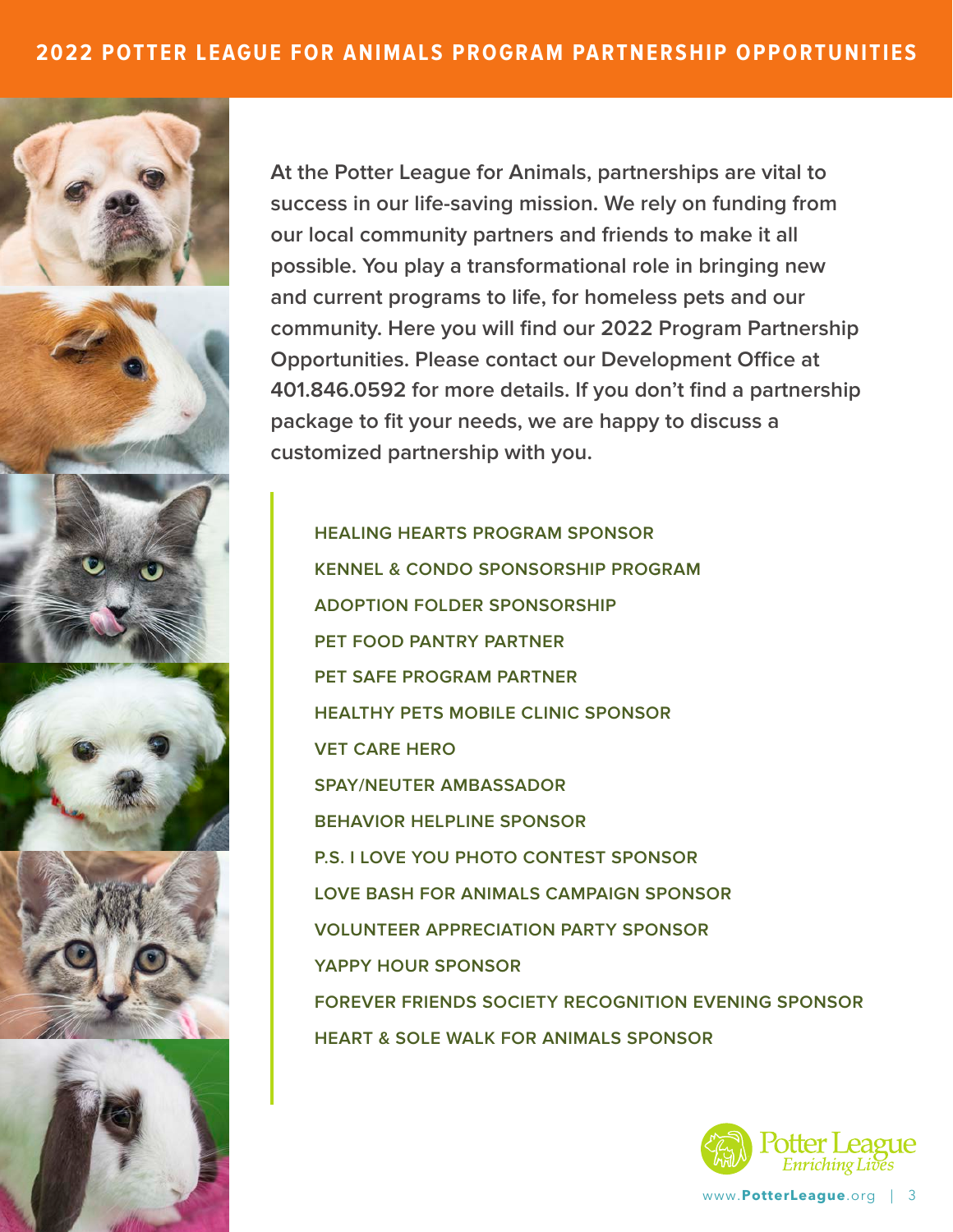# 2022 POTTER LEAGUE FOR ANIMALS PROGRAM PARTNERSHIP OPPORTUNITIES

**At the Potter League for Animals, partnerships are vital to success in our life-saving mission. We rely on funding from our local community partners and friends to make it all possible. You play a transformational role in bringing new and current programs to life, for homeless pets and our community. Here you will find our 2022 Program Partnership Opportunities. Please contact our Development Office at 401.846.0592 for more details. If you don't find a partnership package to fit your needs, we are happy to discuss a customized partnership with you.**

- HEALING HEARTS PROGRAM SPONSOR
- KENNEL & CONDO SPONSORSHIP PROGRAM
- ADOPTION FOLDER SPONSORSHIP
- PET FOOD PANTRY PARTNER
- PET SAFE PROGRAM PARTNER
- HEALTHY PETS MOBILE CLINIC SPONSOR
- VET CARE HERO
- SPAY/NEUTER AMBASSADOR
- BEHAVIOR HELPLINE SPONSOR
- P.S. I LOVE YOU PHOTO CONTEST SPONSOR
- LOVE BASH FOR ANIMALS CAMPAIGN SPONSOR
- VOLUNTEER APPRECIATION PARTY SPONSOR
- YAPPY HOUR SPONSOR
- FOREVER FRIENDS SOCIETY RECOGNITION EVENING SPONSOR
- HEART & SOLE WALK FOR ANIMALS SPONSOR

Potter League *Enriching Lives*

www.PotterLeague.org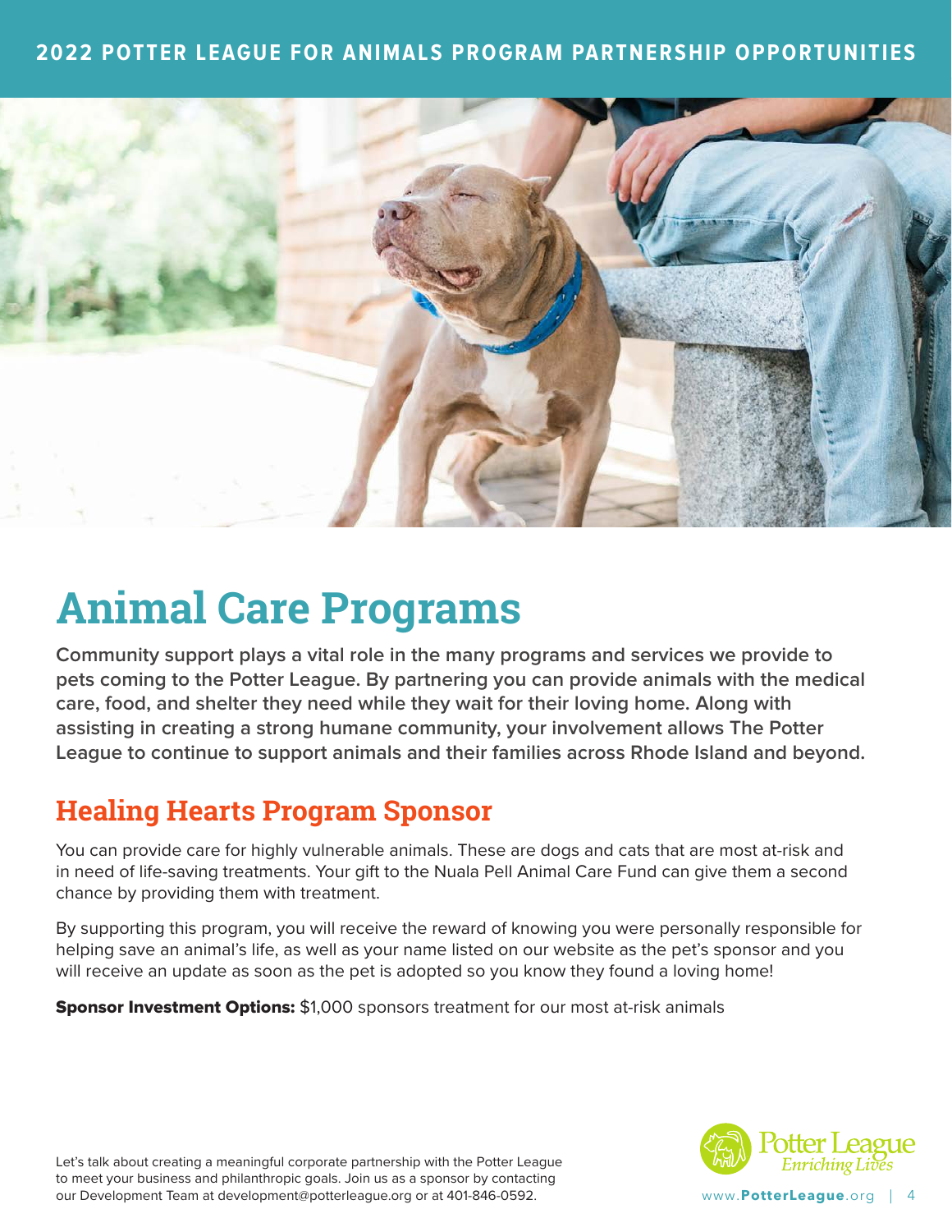# Animal Care Programs

**Community support plays a vital role in the many programs and services we provide to pets coming to the Potter League. By partnering you can provide animals with the medical care, food, and shelter they need while they wait for their loving home. Along with assisting in creating a strong humane community, your involvement allows The Potter League to continue to support animals and their families across Rhode Island and beyond.**

## Healing Hearts Program Sponsor

You can provide care for highly vulnerable animals. These are dogs and cats that are most at-risk and in need of life-saving treatments. Your gift to the Nuala Pell Animal Care Fund can give them a second chance by providing them with treatment.

By supporting this program, you will receive the reward of knowing you were personally responsible for helping save an animal's life, as well as your name listed on our website as the pet's sponsor and you will receive an update as soon as the pet is adopted so you know they found a loving home!

**Sponsor Investment Options:** $1,000 sponsors treatment for our most at-risk animals

Let's talk about creating a meaningful corporate partnership with the Potter League to meet your business and philanthropic goals. Join us as a sponsor by contacting our Development Team at development@potterleague.org or at 401-846-0592.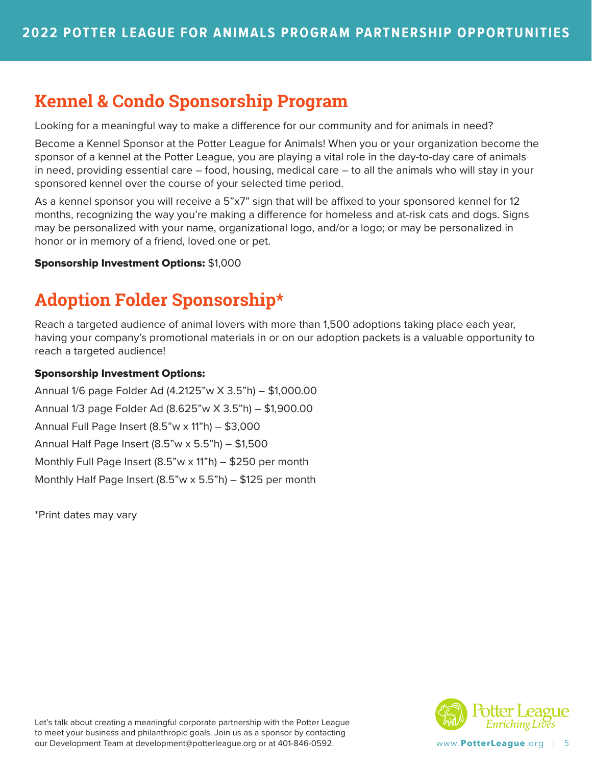## Kennel & Condo Sponsorship Program

Looking for a meaningful way to make a difference for our community and for animals in need?

Become a Kennel Sponsor at the Potter League for Animals! When you or your organization become the sponsor of a kennel at the Potter League, you are playing a vital role in the day-to-day care of animals in need, providing essential care – food, housing, medical care – to all the animals who will stay in your sponsored kennel over the course of your selected time period.

As a kennel sponsor you will receive a 5"x7" sign that will be affixed to your sponsored kennel for 12 months, recognizing the way you're making a difference for homeless and at-risk cats and dogs. Signs may be personalized with your name, organizational logo, and/or a logo; or may be personalized in honor or in memory of a friend, loved one or pet.

**Sponsorship Investment Options:** $1,000

## Adoption Folder Sponsorship*

Reach a targeted audience of animal lovers with more than 1,500 adoptions taking place each year, having your company's promotional materials in or on our adoption packets is a valuable opportunity to reach a targeted audience!

**Sponsorship Investment Options:**

Annual 1/6 page Folder Ad (4.2125"w X 3.5"h) – $1,000.00

Annual 1/3 page Folder Ad (8.625"w X 3.5"h) – $1,900.00

Annual Full Page Insert (8.5"w x 11"h) – $3,000

Annual Half Page Insert (8.5"w x 5.5"h) – $1,500

Monthly Full Page Insert (8.5"w x 11"h) – $250 per month

Monthly Half Page Insert (8.5"w x 5.5"h) – $125 per month

*Print dates may vary

Let's talk about creating a meaningful corporate partnership with the Potter League to meet your business and philanthropic goals. Join us as a sponsor by contacting our Development Team at development@potterleague.org or at 401-846-0592.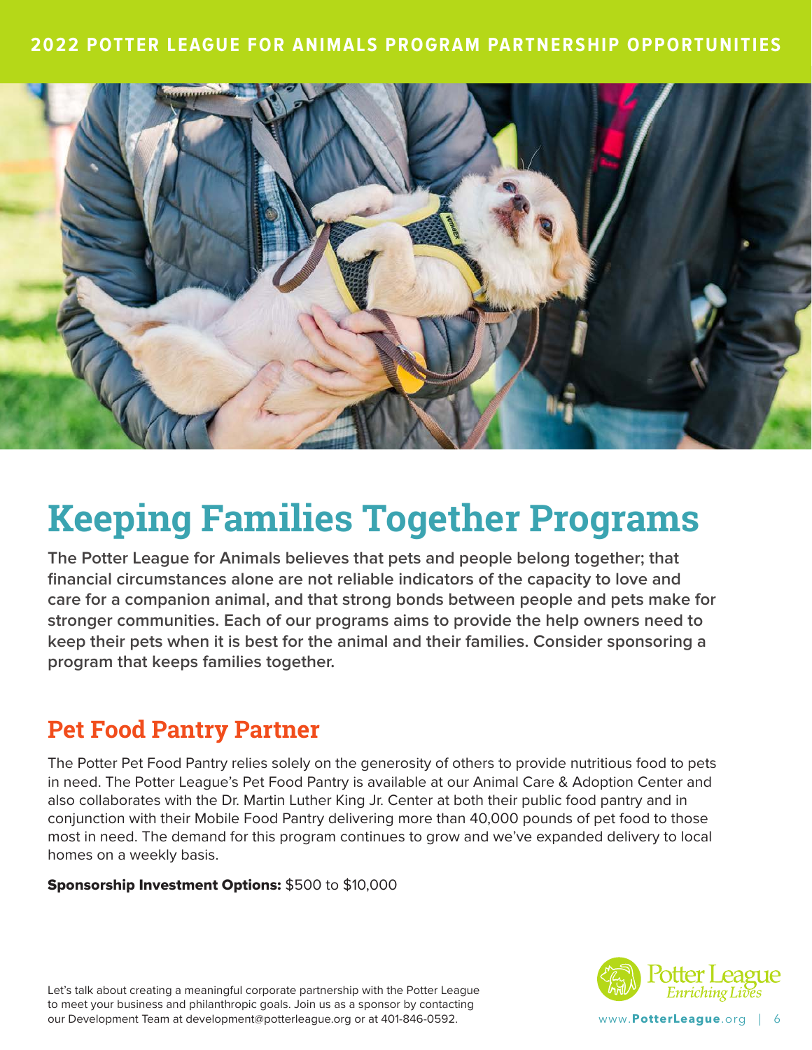# 2022 POTTER LEAGUE FOR ANIMALS PROGRAM PARTNERSHIP OPPORTUNITIES

# Keeping Families Together Programs

**The Potter League for Animals believes that pets and people belong together; that financial circumstances alone are not reliable indicators of the capacity to love and care for a companion animal, and that strong bonds between people and pets make for stronger communities. Each of our programs aims to provide the help owners need to keep their pets when it is best for the animal and their families. Consider sponsoring a program that keeps families together.**

## Pet Food Pantry Partner

The Potter Pet Food Pantry relies solely on the generosity of others to provide nutritious food to pets in need. The Potter League's Pet Food Pantry is available at our Animal Care & Adoption Center and also collaborates with the Dr. Martin Luther King Jr. Center at both their public food pantry and in conjunction with their Mobile Food Pantry delivering more than 40,000 pounds of pet food to those most in need. The demand for this program continues to grow and we've expanded delivery to local homes on a weekly basis.

**Sponsorship Investment Options:** $500 to $10,000

Let's talk about creating a meaningful corporate partnership with the Potter League to meet your business and philanthropic goals. Join us as a sponsor by contacting our Development Team at development@potterleague.org or at 401-846-0592.

Potter League *Enriching Lives*

www.PotterLeague.org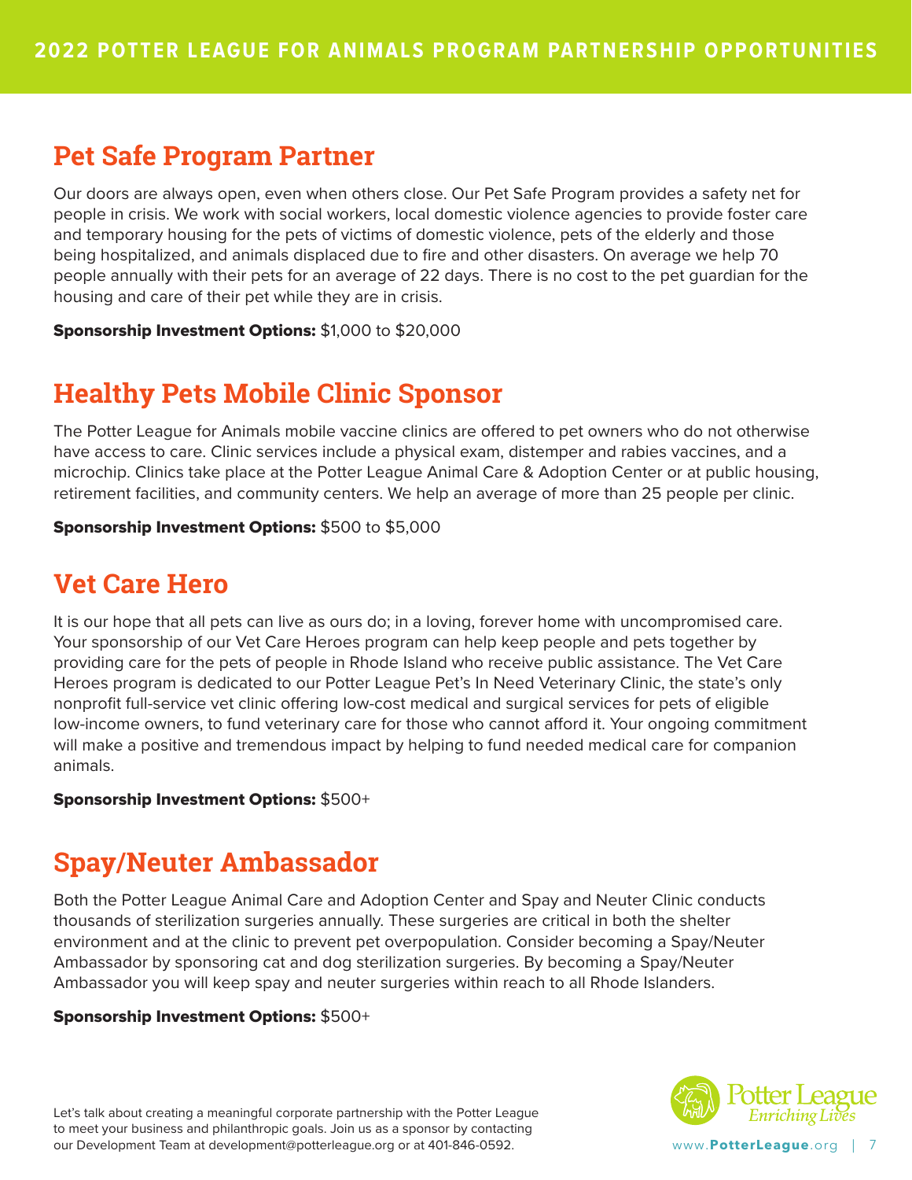# 2022 POTTER LEAGUE FOR ANIMALS PROGRAM PARTNERSHIP OPPORTUNITIES

## Pet Safe Program Partner

Our doors are always open, even when others close. Our Pet Safe Program provides a safety net for people in crisis. We work with social workers, local domestic violence agencies to provide foster care and temporary housing for the pets of victims of domestic violence, pets of the elderly and those being hospitalized, and animals displaced due to fire and other disasters. On average we help 70 people annually with their pets for an average of 22 days. There is no cost to the pet guardian for the housing and care of their pet while they are in crisis.

**Sponsorship Investment Options:** $1,000 to $20,000

## Healthy Pets Mobile Clinic Sponsor

The Potter League for Animals mobile vaccine clinics are offered to pet owners who do not otherwise have access to care. Clinic services include a physical exam, distemper and rabies vaccines, and a microchip. Clinics take place at the Potter League Animal Care & Adoption Center or at public housing, retirement facilities, and community centers. We help an average of more than 25 people per clinic.

**Sponsorship Investment Options:** $500 to $5,000

## Vet Care Hero

It is our hope that all pets can live as ours do; in a loving, forever home with uncompromised care. Your sponsorship of our Vet Care Heroes program can help keep people and pets together by providing care for the pets of people in Rhode Island who receive public assistance. The Vet Care Heroes program is dedicated to our Potter League Pet's In Need Veterinary Clinic, the state's only nonprofit full-service vet clinic offering low-cost medical and surgical services for pets of eligible low-income owners, to fund veterinary care for those who cannot afford it. Your ongoing commitment will make a positive and tremendous impact by helping to fund needed medical care for companion animals.

**Sponsorship Investment Options:** $500+

## Spay/Neuter Ambassador

Both the Potter League Animal Care and Adoption Center and Spay and Neuter Clinic conducts thousands of sterilization surgeries annually. These surgeries are critical in both the shelter environment and at the clinic to prevent pet overpopulation. Consider becoming a Spay/Neuter Ambassador by sponsoring cat and dog sterilization surgeries. By becoming a Spay/Neuter Ambassador you will keep spay and neuter surgeries within reach to all Rhode Islanders.

**Sponsorship Investment Options:** $500+

Let's talk about creating a meaningful corporate partnership with the Potter League to meet your business and philanthropic goals. Join us as a sponsor by contacting our Development Team at development@potterleague.org or at 401-846-0592.

Potter League *Enriching Lives*

www.PotterLeague.org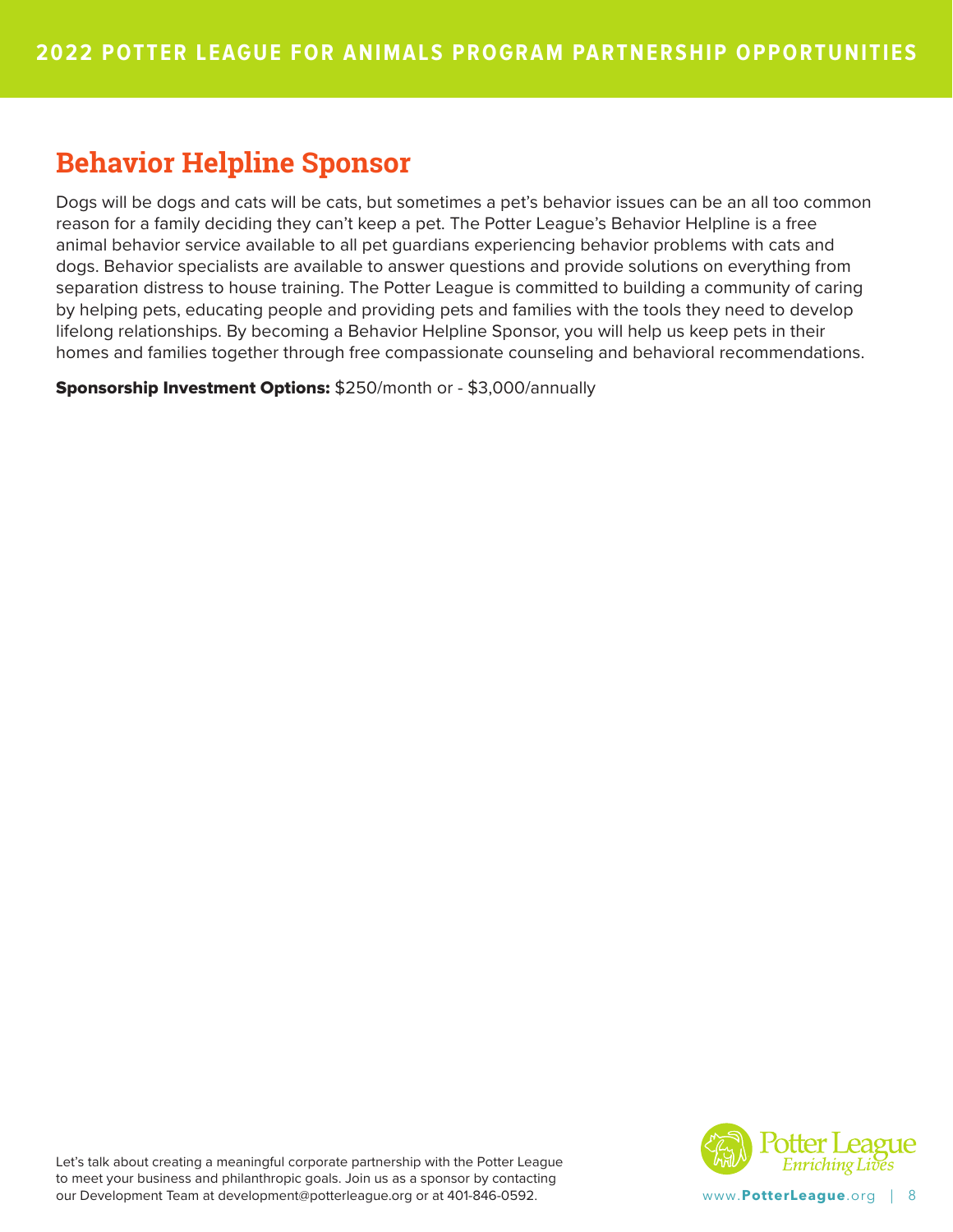## Behavior Helpline Sponsor

Dogs will be dogs and cats will be cats, but sometimes a pet's behavior issues can be an all too common reason for a family deciding they can't keep a pet. The Potter League's Behavior Helpline is a free animal behavior service available to all pet guardians experiencing behavior problems with cats and dogs. Behavior specialists are available to answer questions and provide solutions on everything from separation distress to house training. The Potter League is committed to building a community of caring by helping pets, educating people and providing pets and families with the tools they need to develop lifelong relationships. By becoming a Behavior Helpline Sponsor, you will help us keep pets in their homes and families together through free compassionate counseling and behavioral recommendations.

**Sponsorship Investment Options:** $250/month or - $3,000/annually

Let's talk about creating a meaningful corporate partnership with the Potter League to meet your business and philanthropic goals. Join us as a sponsor by contacting our Development Team at development@potterleague.org or at 401-846-0592.

Potter League
*Enriching Lives*

www.PotterLeague.org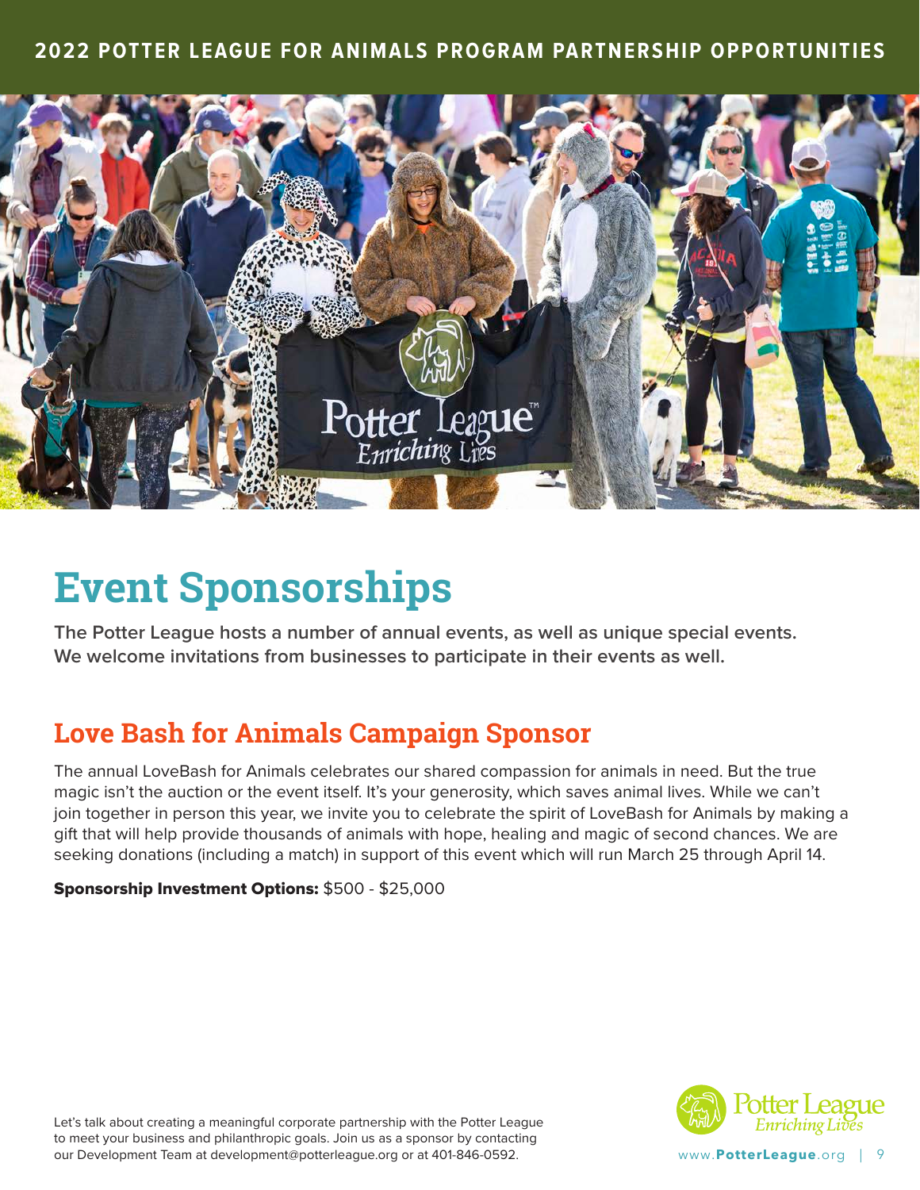# Event Sponsorships

**The Potter League hosts a number of annual events, as well as unique special events. We welcome invitations from businesses to participate in their events as well.**

## Love Bash for Animals Campaign Sponsor

The annual LoveBash for Animals celebrates our shared compassion for animals in need. But the true magic isn't the auction or the event itself. It's your generosity, which saves animal lives. While we can't join together in person this year, we invite you to celebrate the spirit of LoveBash for Animals by making a gift that will help provide thousands of animals with hope, healing and magic of second chances. We are seeking donations (including a match) in support of this event which will run March 25 through April 14.

**Sponsorship Investment Options:** $500 - $25,000

Let's talk about creating a meaningful corporate partnership with the Potter League to meet your business and philanthropic goals. Join us as a sponsor by contacting our Development Team at development@potterleague.org or at 401-846-0592.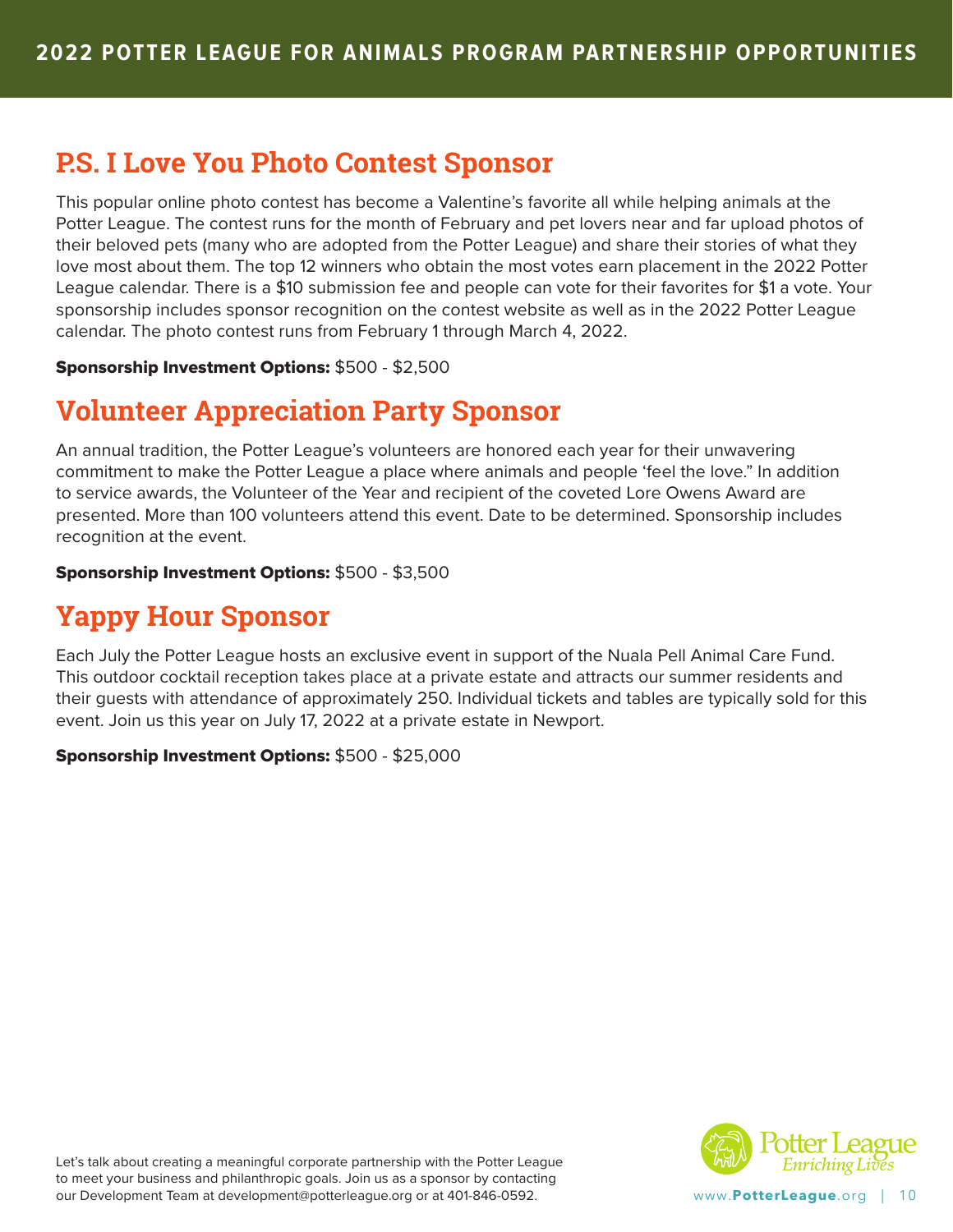## P.S. I Love You Photo Contest Sponsor

This popular online photo contest has become a Valentine's favorite all while helping animals at the Potter League. The contest runs for the month of February and pet lovers near and far upload photos of their beloved pets (many who are adopted from the Potter League) and share their stories of what they love most about them. The top 12 winners who obtain the most votes earn placement in the 2022 Potter League calendar. There is a $10 submission fee and people can vote for their favorites for $1 a vote. Your sponsorship includes sponsor recognition on the contest website as well as in the 2022 Potter League calendar. The photo contest runs from February 1 through March 4, 2022.

**Sponsorship Investment Options:** $500 - $2,500

## Volunteer Appreciation Party Sponsor

An annual tradition, the Potter League's volunteers are honored each year for their unwavering commitment to make the Potter League a place where animals and people 'feel the love." In addition to service awards, the Volunteer of the Year and recipient of the coveted Lore Owens Award are presented. More than 100 volunteers attend this event. Date to be determined. Sponsorship includes recognition at the event.

**Sponsorship Investment Options:** $500 - $3,500

## Yappy Hour Sponsor

Each July the Potter League hosts an exclusive event in support of the Nuala Pell Animal Care Fund. This outdoor cocktail reception takes place at a private estate and attracts our summer residents and their guests with attendance of approximately 250. Individual tickets and tables are typically sold for this event. Join us this year on July 17, 2022 at a private estate in Newport.

**Sponsorship Investment Options:** $500 - $25,000

Let's talk about creating a meaningful corporate partnership with the Potter League to meet your business and philanthropic goals. Join us as a sponsor by contacting our Development Team at development@potterleague.org or at 401-846-0592.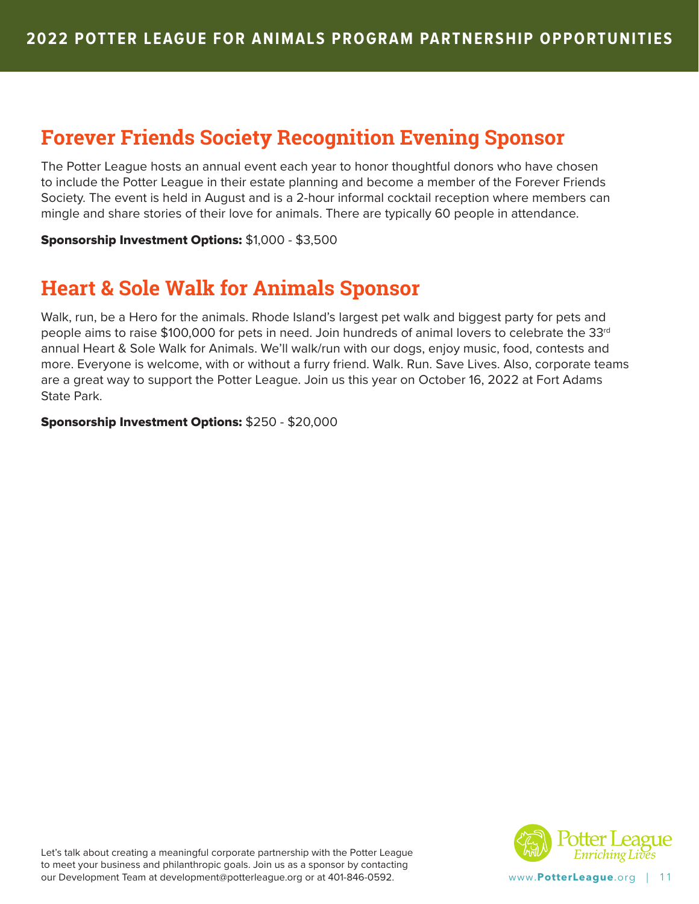## Forever Friends Society Recognition Evening Sponsor

The Potter League hosts an annual event each year to honor thoughtful donors who have chosen to include the Potter League in their estate planning and become a member of the Forever Friends Society. The event is held in August and is a 2-hour informal cocktail reception where members can mingle and share stories of their love for animals. There are typically 60 people in attendance.

**Sponsorship Investment Options:** $1,000 - $3,500

## Heart & Sole Walk for Animals Sponsor

Walk, run, be a Hero for the animals. Rhode Island's largest pet walk and biggest party for pets and people aims to raise $100,000 for pets in need. Join hundreds of animal lovers to celebrate the 33rd annual Heart & Sole Walk for Animals. We'll walk/run with our dogs, enjoy music, food, contests and more. Everyone is welcome, with or without a furry friend. Walk. Run. Save Lives. Also, corporate teams are a great way to support the Potter League. Join us this year on October 16, 2022 at Fort Adams State Park.

**Sponsorship Investment Options:** $250 - $20,000

Let's talk about creating a meaningful corporate partnership with the Potter League to meet your business and philanthropic goals. Join us as a sponsor by contacting our Development Team at development@potterleague.org or at 401-846-0592.

Potter League *Enriching Lives*

www.PotterLeague.org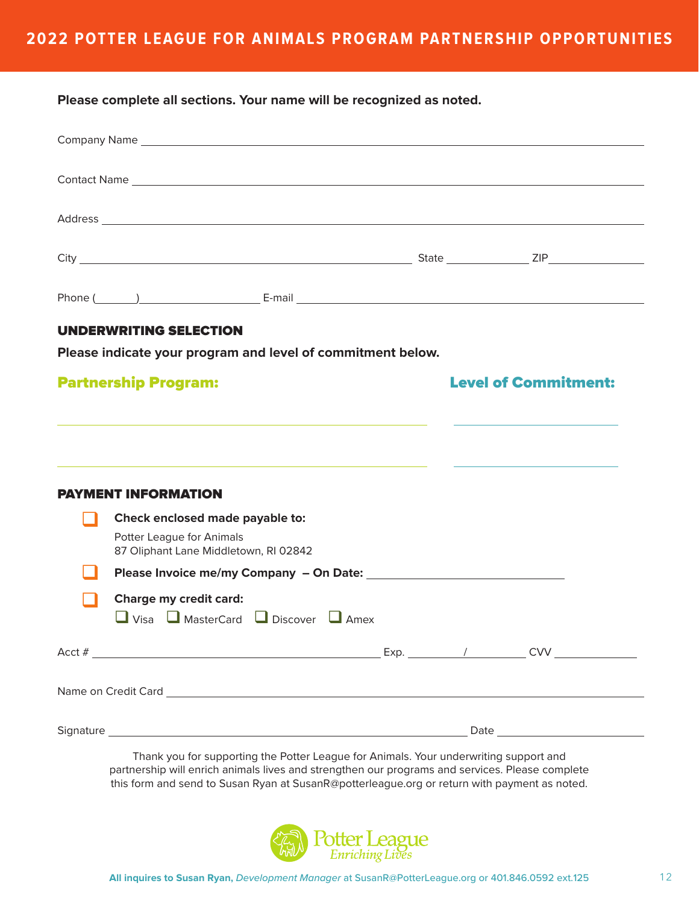# 2022 POTTER LEAGUE FOR ANIMALS PROGRAM PARTNERSHIP OPPORTUNITIES

**Please complete all sections. Your name will be recognized as noted.**

Company Name ____________________________________________

Contact Name ____________________________________________

Address ____________________________________________

City ______________________________ State __________ ZIP __________

Phone (______)______________ E-mail ______________________________

## UNDERWRITING SELECTION

**Please indicate your program and level of commitment below.**

| Partnership Program: | Level of Commitment: |
|---|---|
| | |
| | |

## PAYMENT INFORMATION

- ☐ **Check enclosed made payable to:**
  Potter League for Animals
  87 Oliphant Lane Middletown, RI 02842
- ☐ **Please Invoice me/my Company – On Date:** ______________________
- ☐ **Charge my credit card:**
  ☐ Visa ☐ MasterCard ☐ Discover ☐ Amex

Acct # ______________________________ Exp. ______ / ______ CVV __________

Name on Credit Card ____________________________________________

Signature ______________________________ Date ______________

Thank you for supporting the Potter League for Animals. Your underwriting support and partnership will enrich animals lives and strengthen our programs and services. Please complete this form and send to Susan Ryan at SusanR@potterleague.org or return with payment as noted.

Potter League
*Enriching Lives*

**All inquires to Susan Ryan,** *Development Manager* at SusanR@PotterLeague.org or 401.846.0592 ext.125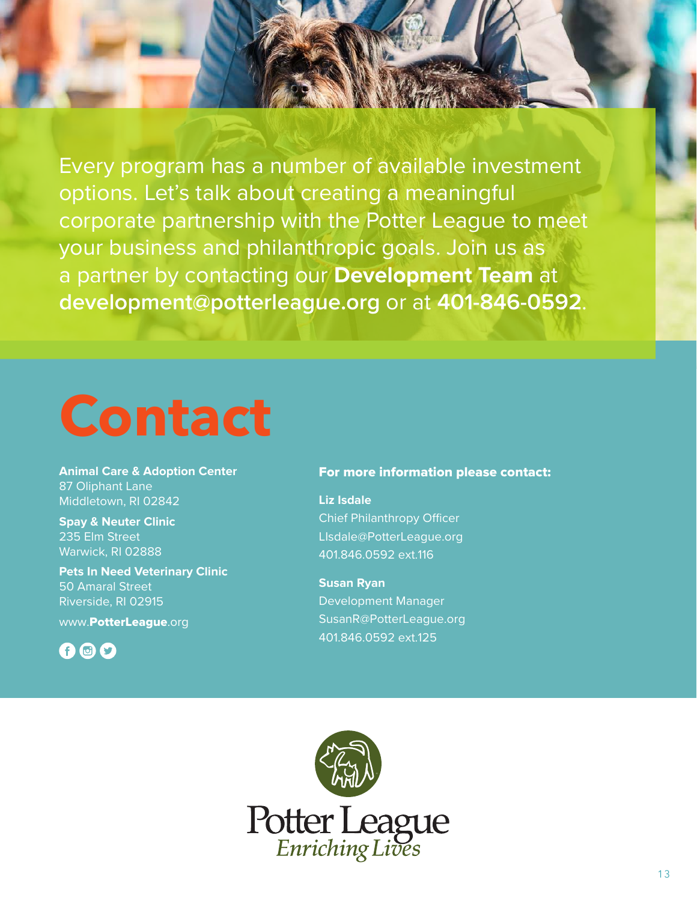Every program has a number of available investment options. Let's talk about creating a meaningful corporate partnership with the Potter League to meet your business and philanthropic goals. Join us as a partner by contacting our **Development Team** at **development@potterleague.org** or at **401-846-0592**.

# Contact

**Animal Care & Adoption Center**
87 Oliphant Lane
Middletown, RI 02842

**Spay & Neuter Clinic**
235 Elm Street
Warwick, RI 02888

**Pets In Need Veterinary Clinic**
50 Amaral Street
Riverside, RI 02915

www.**PotterLeague**.org

**For more information please contact:**

**Liz Isdale**
Chief Philanthropy Officer
LIsdale@PotterLeague.org
401.846.0592 ext.116

**Susan Ryan**
Development Manager
SusanR@PotterLeague.org
401.846.0592 ext.125

Potter League
*Enriching Lives*